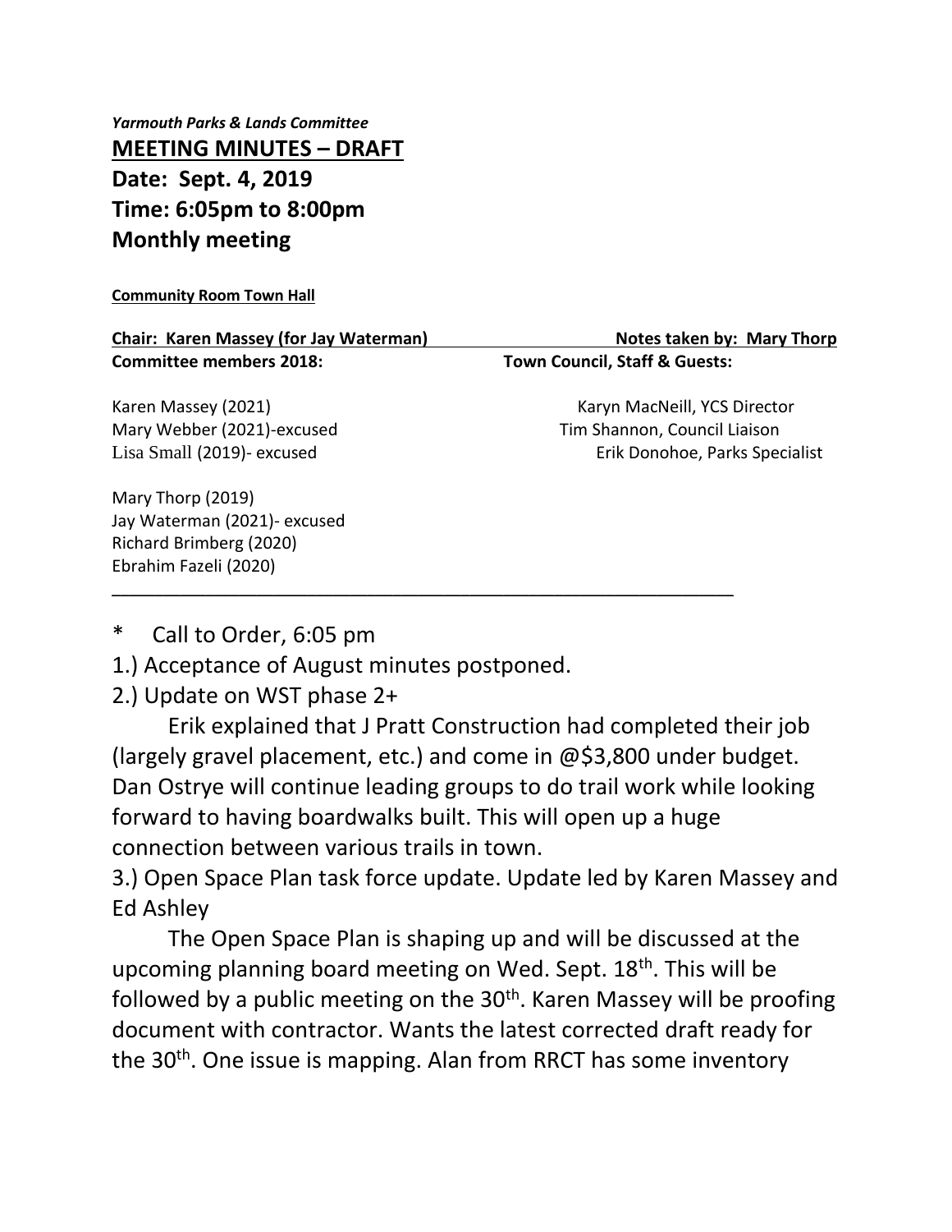*Yarmouth Parks & Lands Committee*

**MEETING MINUTES – DRAFT**

**Date: Sept. 4, 2019**

**Time: 6:05pm to 8:00pm**

**Monthly meeting**

**Community Room Town Hall**

**Chair: Karen Massey (for Jay Waterman)** | **Notes taken by: Mary Thorp**

| **Committee members 2018:** | **Town Council, Staff & Guests:** |
| --- | --- |
| Karen Massey (2021) | Karyn MacNeill, YCS Director |
| Mary Webber (2021)-excused | Tim Shannon, Council Liaison |
| Lisa Small (2019)- excused | Erik Donohoe, Parks Specialist |
| Mary Thorp (2019) | |
| Jay Waterman (2021)- excused | |
| Richard Brimberg (2020) | |
| Ebrahim Fazeli (2020) | |

---

\* Call to Order, 6:05 pm

1.) Acceptance of August minutes postponed.

2.) Update on WST phase 2+

Erik explained that J Pratt Construction had completed their job (largely gravel placement, etc.) and come in @$3,800 under budget. Dan Ostrye will continue leading groups to do trail work while looking forward to having boardwalks built. This will open up a huge connection between various trails in town.

3.) Open Space Plan task force update. Update led by Karen Massey and Ed Ashley

The Open Space Plan is shaping up and will be discussed at the upcoming planning board meeting on Wed. Sept. 18th. This will be followed by a public meeting on the 30th. Karen Massey will be proofing document with contractor. Wants the latest corrected draft ready for the 30th. One issue is mapping. Alan from RRCT has some inventory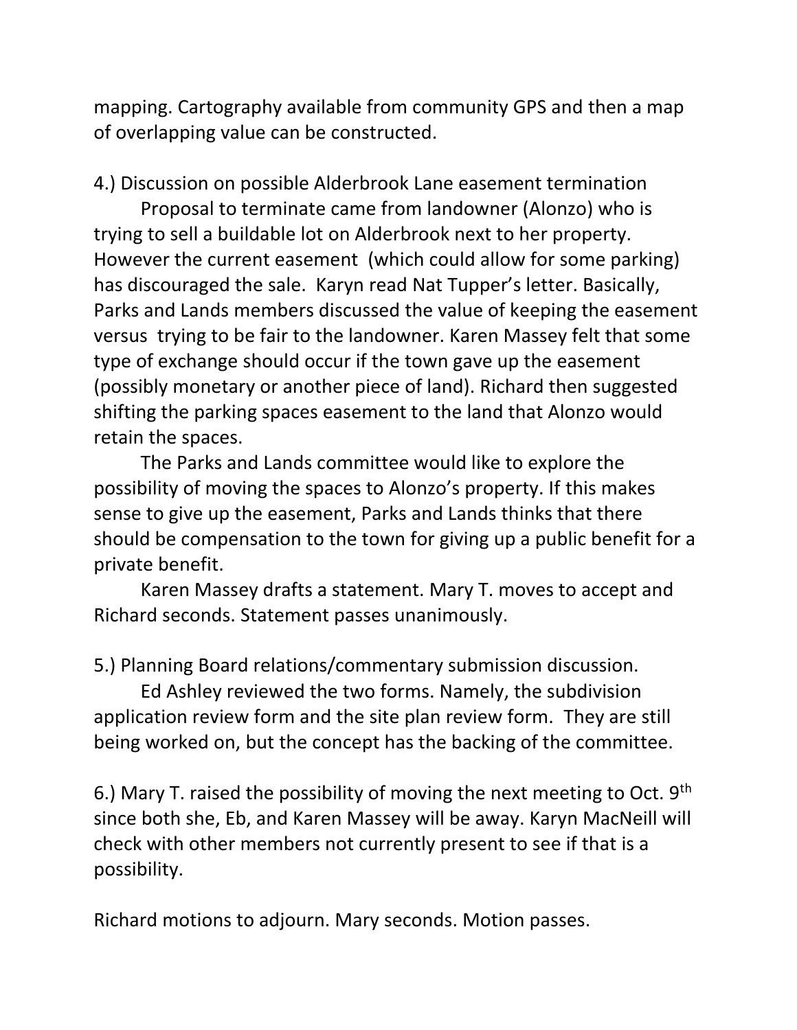mapping. Cartography available from community GPS and then a map of overlapping value can be constructed.

4.) Discussion on possible Alderbrook Lane easement termination

Proposal to terminate came from landowner (Alonzo) who is trying to sell a buildable lot on Alderbrook next to her property. However the current easement (which could allow for some parking) has discouraged the sale. Karyn read Nat Tupper's letter. Basically, Parks and Lands members discussed the value of keeping the easement versus trying to be fair to the landowner. Karen Massey felt that some type of exchange should occur if the town gave up the easement (possibly monetary or another piece of land). Richard then suggested shifting the parking spaces easement to the land that Alonzo would retain the spaces.

The Parks and Lands committee would like to explore the possibility of moving the spaces to Alonzo's property. If this makes sense to give up the easement, Parks and Lands thinks that there should be compensation to the town for giving up a public benefit for a private benefit.

Karen Massey drafts a statement. Mary T. moves to accept and Richard seconds. Statement passes unanimously.

5.) Planning Board relations/commentary submission discussion.

Ed Ashley reviewed the two forms. Namely, the subdivision application review form and the site plan review form. They are still being worked on, but the concept has the backing of the committee.

6.) Mary T. raised the possibility of moving the next meeting to Oct. 9th since both she, Eb, and Karen Massey will be away. Karyn MacNeill will check with other members not currently present to see if that is a possibility.

Richard motions to adjourn. Mary seconds. Motion passes.